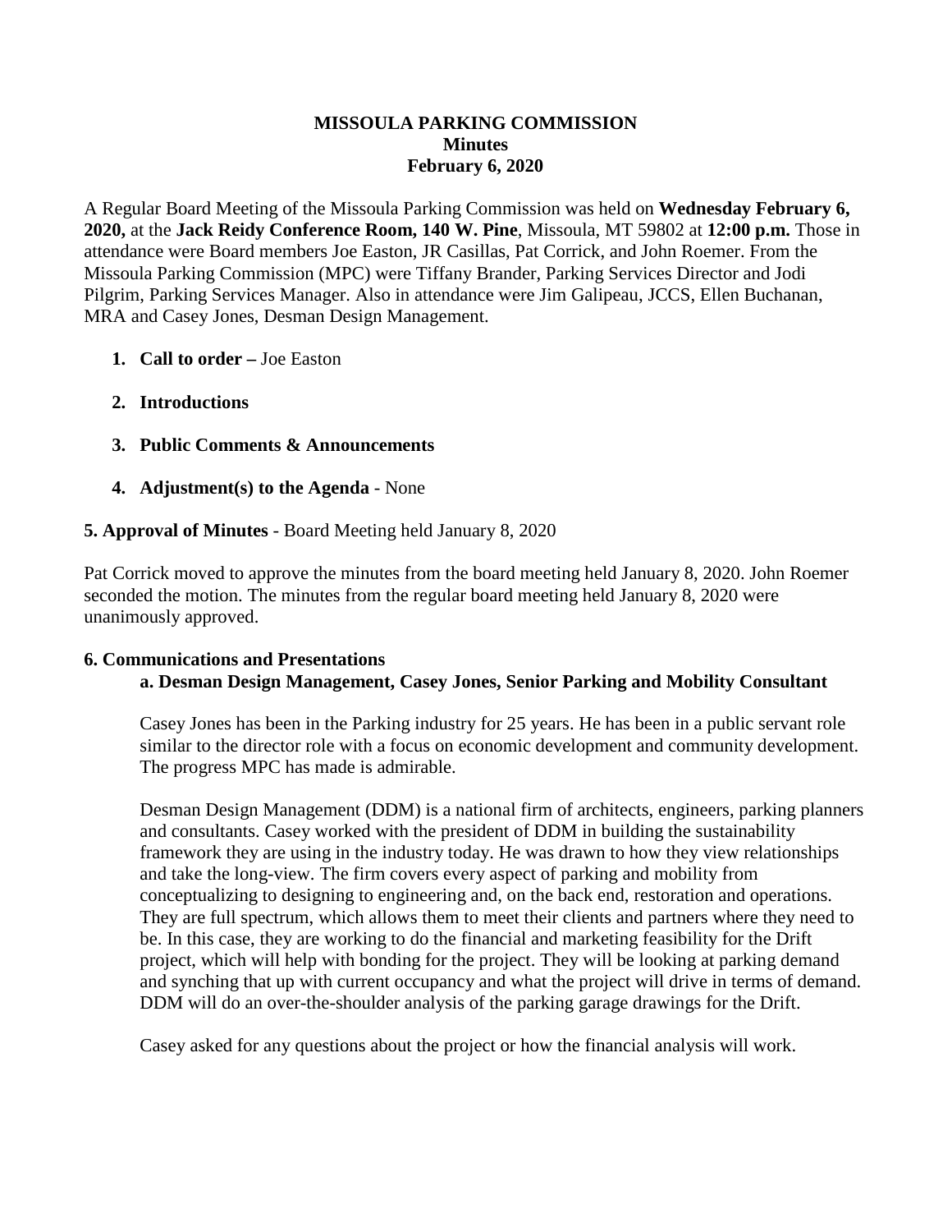# MISSOULA PARKING COMMISSION
## Minutes
## February 6, 2020

A Regular Board Meeting of the Missoula Parking Commission was held on **Wednesday February 6, 2020,** at the **Jack Reidy Conference Room, 140 W. Pine**, Missoula, MT 59802 at **12:00 p.m.** Those in attendance were Board members Joe Easton, JR Casillas, Pat Corrick, and John Roemer. From the Missoula Parking Commission (MPC) were Tiffany Brander, Parking Services Director and Jodi Pilgrim, Parking Services Manager. Also in attendance were Jim Galipeau, JCCS, Ellen Buchanan, MRA and Casey Jones, Desman Design Management.

1. **Call to order –** Joe Easton
2. **Introductions**
3. **Public Comments & Announcements**
4. **Adjustment(s) to the Agenda** - None

**5. Approval of Minutes** - Board Meeting held January 8, 2020

Pat Corrick moved to approve the minutes from the board meeting held January 8, 2020. John Roemer seconded the motion. The minutes from the regular board meeting held January 8, 2020 were unanimously approved.

**6. Communications and Presentations**

**a. Desman Design Management, Casey Jones, Senior Parking and Mobility Consultant**

Casey Jones has been in the Parking industry for 25 years. He has been in a public servant role similar to the director role with a focus on economic development and community development. The progress MPC has made is admirable.

Desman Design Management (DDM) is a national firm of architects, engineers, parking planners and consultants. Casey worked with the president of DDM in building the sustainability framework they are using in the industry today. He was drawn to how they view relationships and take the long-view. The firm covers every aspect of parking and mobility from conceptualizing to designing to engineering and, on the back end, restoration and operations. They are full spectrum, which allows them to meet their clients and partners where they need to be. In this case, they are working to do the financial and marketing feasibility for the Drift project, which will help with bonding for the project. They will be looking at parking demand and synching that up with current occupancy and what the project will drive in terms of demand. DDM will do an over-the-shoulder analysis of the parking garage drawings for the Drift.

Casey asked for any questions about the project or how the financial analysis will work.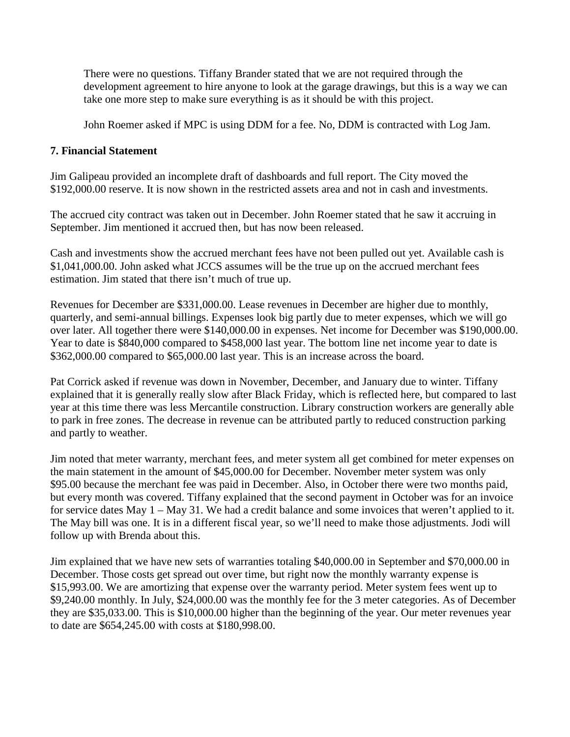There were no questions. Tiffany Brander stated that we are not required through the development agreement to hire anyone to look at the garage drawings, but this is a way we can take one more step to make sure everything is as it should be with this project.

John Roemer asked if MPC is using DDM for a fee. No, DDM is contracted with Log Jam.

**7. Financial Statement**

Jim Galipeau provided an incomplete draft of dashboards and full report. The City moved the $192,000.00 reserve. It is now shown in the restricted assets area and not in cash and investments.

The accrued city contract was taken out in December. John Roemer stated that he saw it accruing in September. Jim mentioned it accrued then, but has now been released.

Cash and investments show the accrued merchant fees have not been pulled out yet. Available cash is $1,041,000.00. John asked what JCCS assumes will be the true up on the accrued merchant fees estimation. Jim stated that there isn't much of true up.

Revenues for December are $331,000.00. Lease revenues in December are higher due to monthly, quarterly, and semi-annual billings. Expenses look big partly due to meter expenses, which we will go over later. All together there were $140,000.00 in expenses. Net income for December was $190,000.00. Year to date is $840,000 compared to $458,000 last year. The bottom line net income year to date is $362,000.00 compared to $65,000.00 last year. This is an increase across the board.

Pat Corrick asked if revenue was down in November, December, and January due to winter. Tiffany explained that it is generally really slow after Black Friday, which is reflected here, but compared to last year at this time there was less Mercantile construction. Library construction workers are generally able to park in free zones. The decrease in revenue can be attributed partly to reduced construction parking and partly to weather.

Jim noted that meter warranty, merchant fees, and meter system all get combined for meter expenses on the main statement in the amount of $45,000.00 for December. November meter system was only $95.00 because the merchant fee was paid in December. Also, in October there were two months paid, but every month was covered. Tiffany explained that the second payment in October was for an invoice for service dates May 1 – May 31. We had a credit balance and some invoices that weren't applied to it. The May bill was one. It is in a different fiscal year, so we'll need to make those adjustments. Jodi will follow up with Brenda about this.

Jim explained that we have new sets of warranties totaling $40,000.00 in September and $70,000.00 in December. Those costs get spread out over time, but right now the monthly warranty expense is $15,993.00. We are amortizing that expense over the warranty period. Meter system fees went up to $9,240.00 monthly. In July, $24,000.00 was the monthly fee for the 3 meter categories. As of December they are $35,033.00. This is $10,000.00 higher than the beginning of the year. Our meter revenues year to date are $654,245.00 with costs at $180,998.00.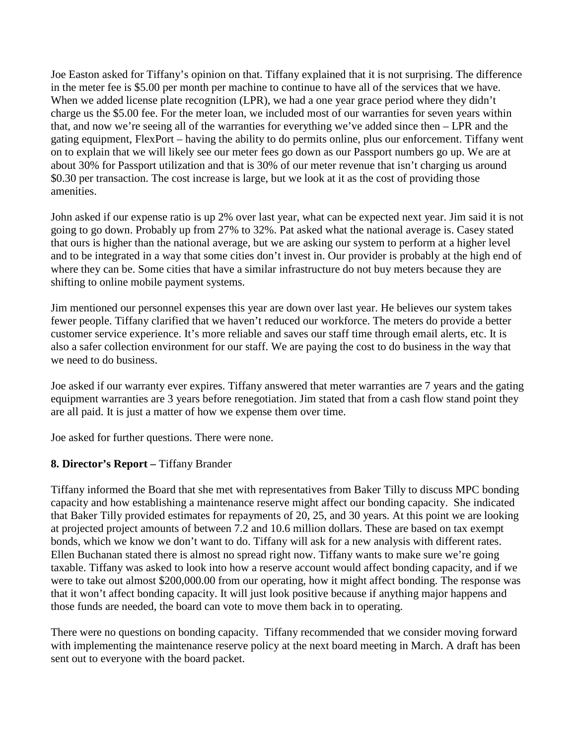Joe Easton asked for Tiffany's opinion on that. Tiffany explained that it is not surprising. The difference in the meter fee is $5.00 per month per machine to continue to have all of the services that we have. When we added license plate recognition (LPR), we had a one year grace period where they didn't charge us the $5.00 fee. For the meter loan, we included most of our warranties for seven years within that, and now we're seeing all of the warranties for everything we've added since then – LPR and the gating equipment, FlexPort – having the ability to do permits online, plus our enforcement. Tiffany went on to explain that we will likely see our meter fees go down as our Passport numbers go up. We are at about 30% for Passport utilization and that is 30% of our meter revenue that isn't charging us around $0.30 per transaction. The cost increase is large, but we look at it as the cost of providing those amenities.

John asked if our expense ratio is up 2% over last year, what can be expected next year. Jim said it is not going to go down. Probably up from 27% to 32%. Pat asked what the national average is. Casey stated that ours is higher than the national average, but we are asking our system to perform at a higher level and to be integrated in a way that some cities don't invest in. Our provider is probably at the high end of where they can be. Some cities that have a similar infrastructure do not buy meters because they are shifting to online mobile payment systems.

Jim mentioned our personnel expenses this year are down over last year. He believes our system takes fewer people. Tiffany clarified that we haven't reduced our workforce. The meters do provide a better customer service experience. It's more reliable and saves our staff time through email alerts, etc. It is also a safer collection environment for our staff. We are paying the cost to do business in the way that we need to do business.

Joe asked if our warranty ever expires. Tiffany answered that meter warranties are 7 years and the gating equipment warranties are 3 years before renegotiation. Jim stated that from a cash flow stand point they are all paid. It is just a matter of how we expense them over time.

Joe asked for further questions. There were none.

**8. Director's Report –** Tiffany Brander

Tiffany informed the Board that she met with representatives from Baker Tilly to discuss MPC bonding capacity and how establishing a maintenance reserve might affect our bonding capacity. She indicated that Baker Tilly provided estimates for repayments of 20, 25, and 30 years. At this point we are looking at projected project amounts of between 7.2 and 10.6 million dollars. These are based on tax exempt bonds, which we know we don't want to do. Tiffany will ask for a new analysis with different rates. Ellen Buchanan stated there is almost no spread right now. Tiffany wants to make sure we're going taxable. Tiffany was asked to look into how a reserve account would affect bonding capacity, and if we were to take out almost $200,000.00 from our operating, how it might affect bonding. The response was that it won't affect bonding capacity. It will just look positive because if anything major happens and those funds are needed, the board can vote to move them back in to operating.

There were no questions on bonding capacity. Tiffany recommended that we consider moving forward with implementing the maintenance reserve policy at the next board meeting in March. A draft has been sent out to everyone with the board packet.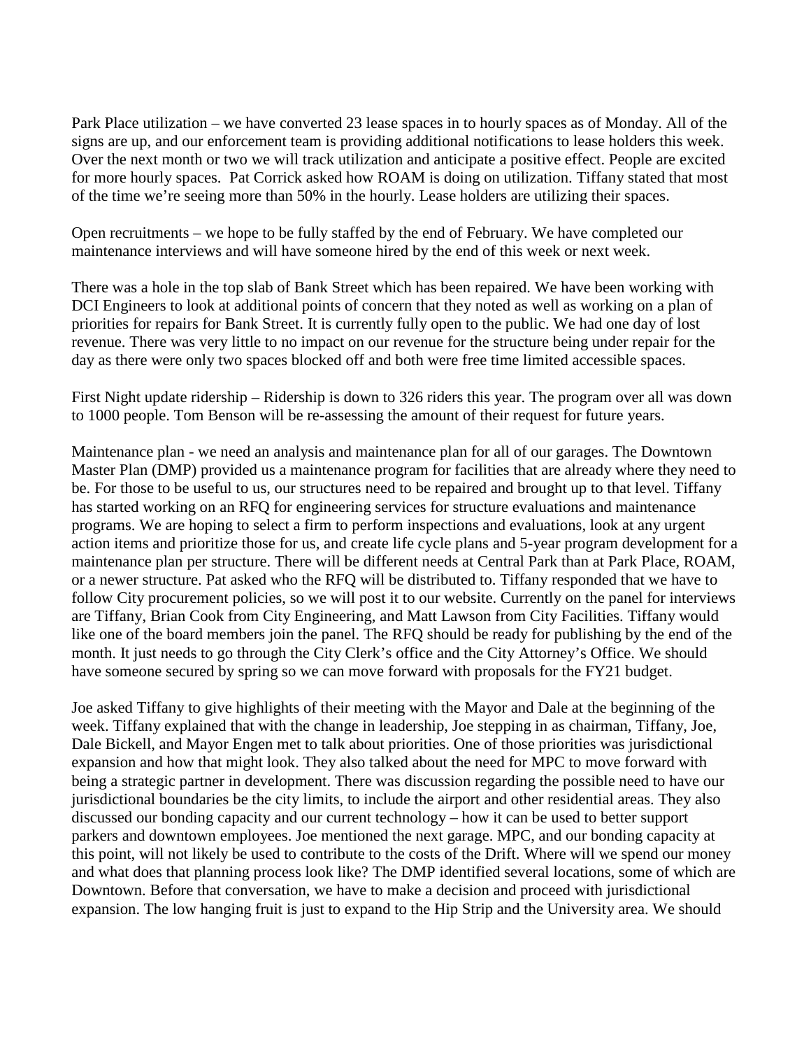Park Place utilization – we have converted 23 lease spaces in to hourly spaces as of Monday. All of the signs are up, and our enforcement team is providing additional notifications to lease holders this week. Over the next month or two we will track utilization and anticipate a positive effect. People are excited for more hourly spaces. Pat Corrick asked how ROAM is doing on utilization. Tiffany stated that most of the time we're seeing more than 50% in the hourly. Lease holders are utilizing their spaces.

Open recruitments – we hope to be fully staffed by the end of February. We have completed our maintenance interviews and will have someone hired by the end of this week or next week.

There was a hole in the top slab of Bank Street which has been repaired. We have been working with DCI Engineers to look at additional points of concern that they noted as well as working on a plan of priorities for repairs for Bank Street. It is currently fully open to the public. We had one day of lost revenue. There was very little to no impact on our revenue for the structure being under repair for the day as there were only two spaces blocked off and both were free time limited accessible spaces.

First Night update ridership – Ridership is down to 326 riders this year. The program over all was down to 1000 people. Tom Benson will be re-assessing the amount of their request for future years.

Maintenance plan - we need an analysis and maintenance plan for all of our garages. The Downtown Master Plan (DMP) provided us a maintenance program for facilities that are already where they need to be. For those to be useful to us, our structures need to be repaired and brought up to that level. Tiffany has started working on an RFQ for engineering services for structure evaluations and maintenance programs. We are hoping to select a firm to perform inspections and evaluations, look at any urgent action items and prioritize those for us, and create life cycle plans and 5-year program development for a maintenance plan per structure. There will be different needs at Central Park than at Park Place, ROAM, or a newer structure. Pat asked who the RFQ will be distributed to. Tiffany responded that we have to follow City procurement policies, so we will post it to our website. Currently on the panel for interviews are Tiffany, Brian Cook from City Engineering, and Matt Lawson from City Facilities. Tiffany would like one of the board members join the panel. The RFQ should be ready for publishing by the end of the month. It just needs to go through the City Clerk's office and the City Attorney's Office. We should have someone secured by spring so we can move forward with proposals for the FY21 budget.

Joe asked Tiffany to give highlights of their meeting with the Mayor and Dale at the beginning of the week. Tiffany explained that with the change in leadership, Joe stepping in as chairman, Tiffany, Joe, Dale Bickell, and Mayor Engen met to talk about priorities. One of those priorities was jurisdictional expansion and how that might look. They also talked about the need for MPC to move forward with being a strategic partner in development. There was discussion regarding the possible need to have our jurisdictional boundaries be the city limits, to include the airport and other residential areas. They also discussed our bonding capacity and our current technology – how it can be used to better support parkers and downtown employees. Joe mentioned the next garage. MPC, and our bonding capacity at this point, will not likely be used to contribute to the costs of the Drift. Where will we spend our money and what does that planning process look like? The DMP identified several locations, some of which are Downtown. Before that conversation, we have to make a decision and proceed with jurisdictional expansion. The low hanging fruit is just to expand to the Hip Strip and the University area. We should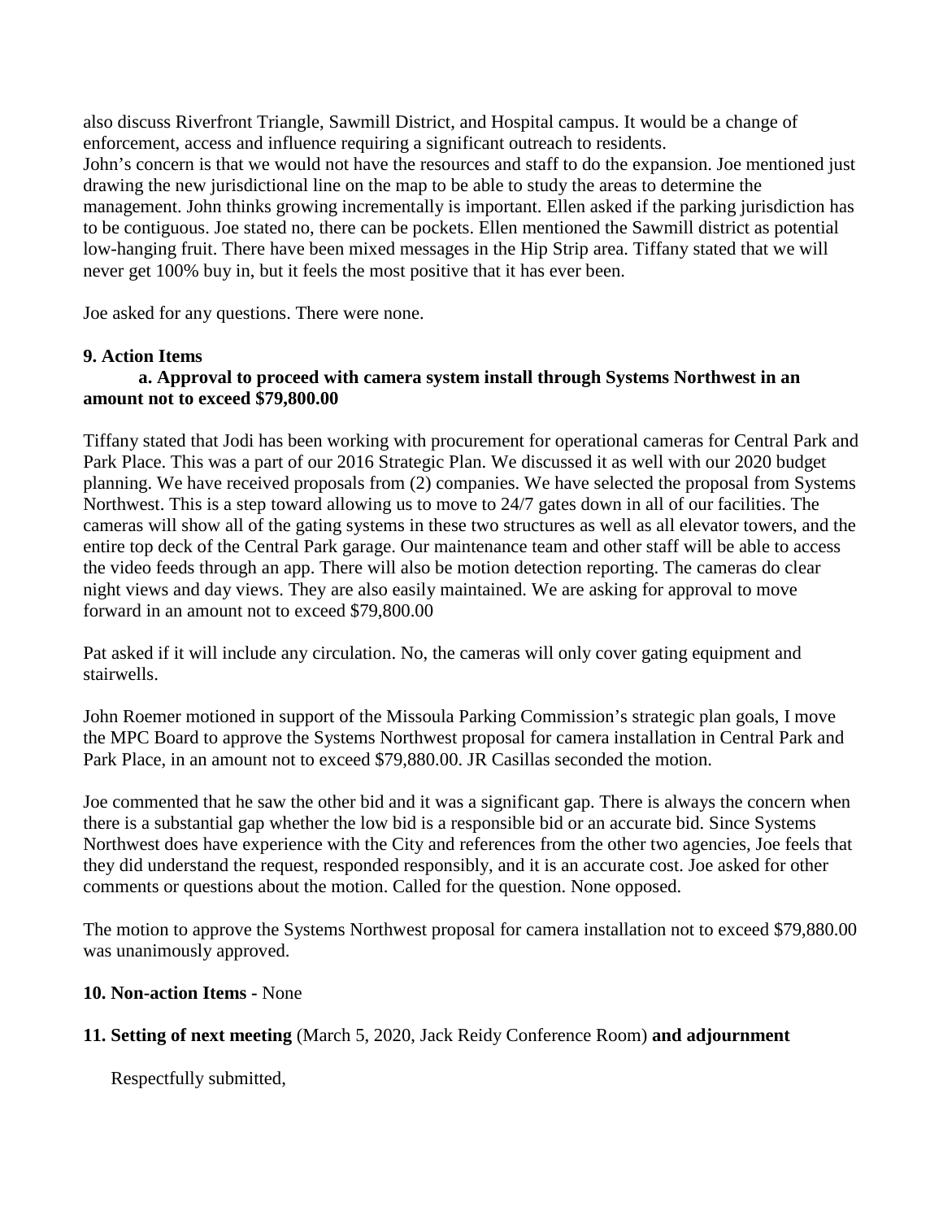also discuss Riverfront Triangle, Sawmill District, and Hospital campus. It would be a change of enforcement, access and influence requiring a significant outreach to residents.
John's concern is that we would not have the resources and staff to do the expansion. Joe mentioned just drawing the new jurisdictional line on the map to be able to study the areas to determine the management. John thinks growing incrementally is important. Ellen asked if the parking jurisdiction has to be contiguous. Joe stated no, there can be pockets. Ellen mentioned the Sawmill district as potential low-hanging fruit. There have been mixed messages in the Hip Strip area. Tiffany stated that we will never get 100% buy in, but it feels the most positive that it has ever been.

Joe asked for any questions. There were none.

**9. Action Items**

**a. Approval to proceed with camera system install through Systems Northwest in an amount not to exceed $79,800.00**

Tiffany stated that Jodi has been working with procurement for operational cameras for Central Park and Park Place. This was a part of our 2016 Strategic Plan. We discussed it as well with our 2020 budget planning. We have received proposals from (2) companies. We have selected the proposal from Systems Northwest. This is a step toward allowing us to move to 24/7 gates down in all of our facilities. The cameras will show all of the gating systems in these two structures as well as all elevator towers, and the entire top deck of the Central Park garage. Our maintenance team and other staff will be able to access the video feeds through an app. There will also be motion detection reporting. The cameras do clear night views and day views. They are also easily maintained. We are asking for approval to move forward in an amount not to exceed $79,800.00

Pat asked if it will include any circulation. No, the cameras will only cover gating equipment and stairwells.

John Roemer motioned in support of the Missoula Parking Commission's strategic plan goals, I move the MPC Board to approve the Systems Northwest proposal for camera installation in Central Park and Park Place, in an amount not to exceed $79,880.00. JR Casillas seconded the motion.

Joe commented that he saw the other bid and it was a significant gap. There is always the concern when there is a substantial gap whether the low bid is a responsible bid or an accurate bid. Since Systems Northwest does have experience with the City and references from the other two agencies, Joe feels that they did understand the request, responded responsibly, and it is an accurate cost. Joe asked for other comments or questions about the motion. Called for the question. None opposed.

The motion to approve the Systems Northwest proposal for camera installation not to exceed $79,880.00 was unanimously approved.

**10. Non-action Items -** None

**11. Setting of next meeting** (March 5, 2020, Jack Reidy Conference Room) **and adjournment**

Respectfully submitted,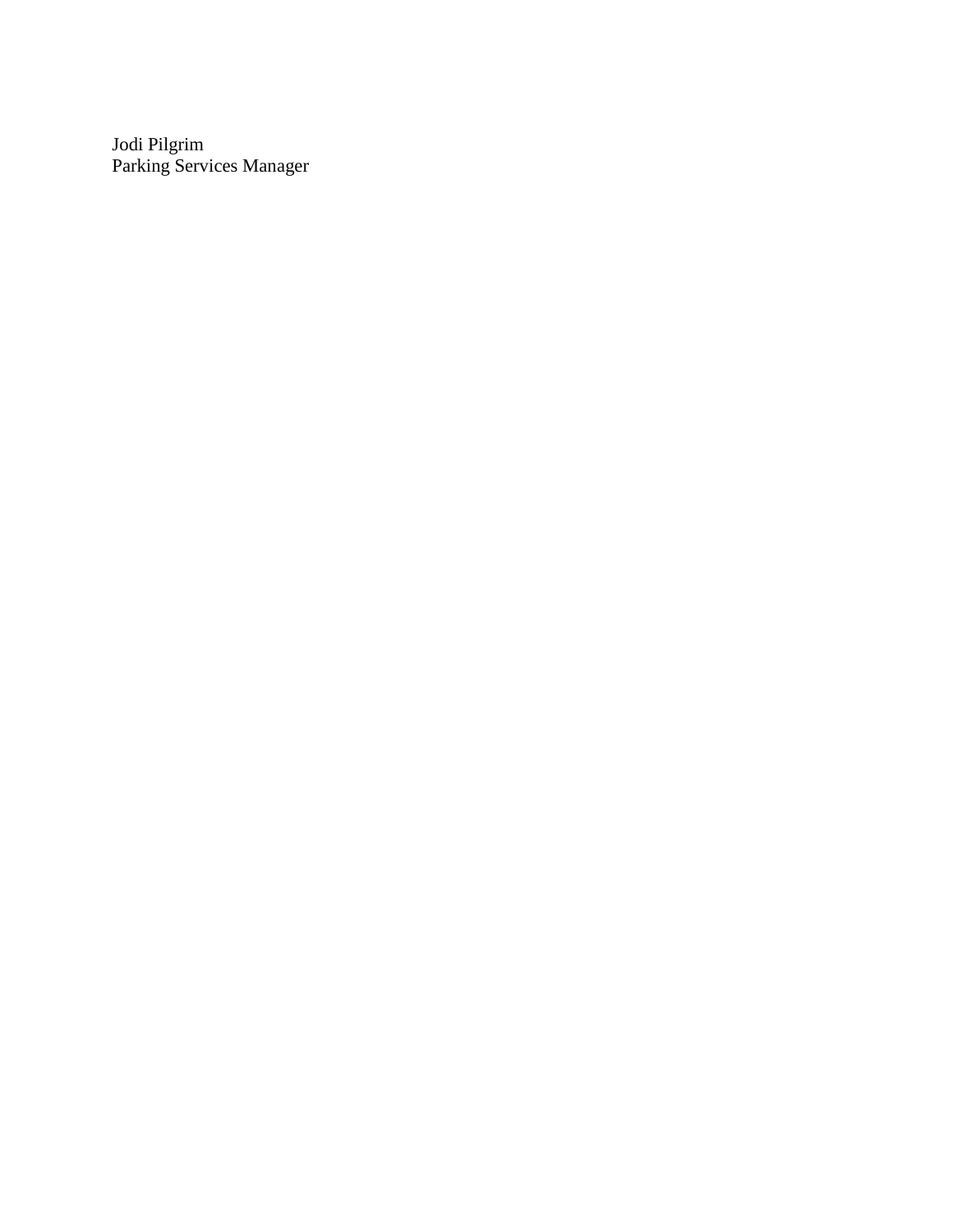Jodi Pilgrim  
Parking Services Manager